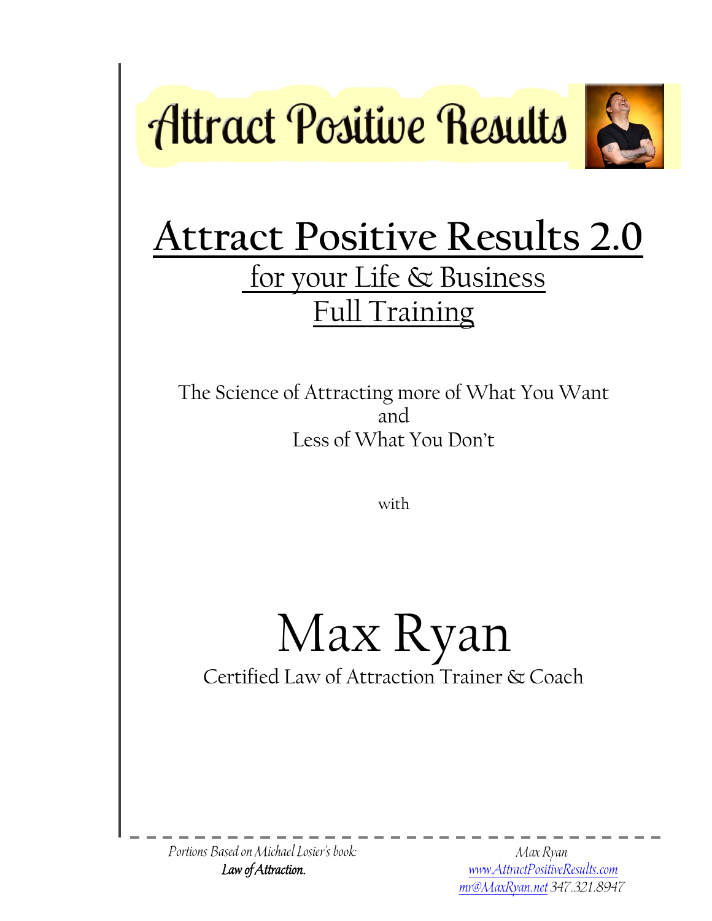# Attract Positive Results

# Attract Positive Results 2.0

## for your Life & Business
## Full Training

The Science of Attracting more of What You Want
and
Less of What You Don't

with

# Max Ryan

Certified Law of Attraction Trainer & Coach

---

*Portions Based on Michael Losier's book:*
***Law of Attraction.***

*Max Ryan*
*www.AttractPositiveResults.com*
*mr@MaxRyan.net 347.321.8947*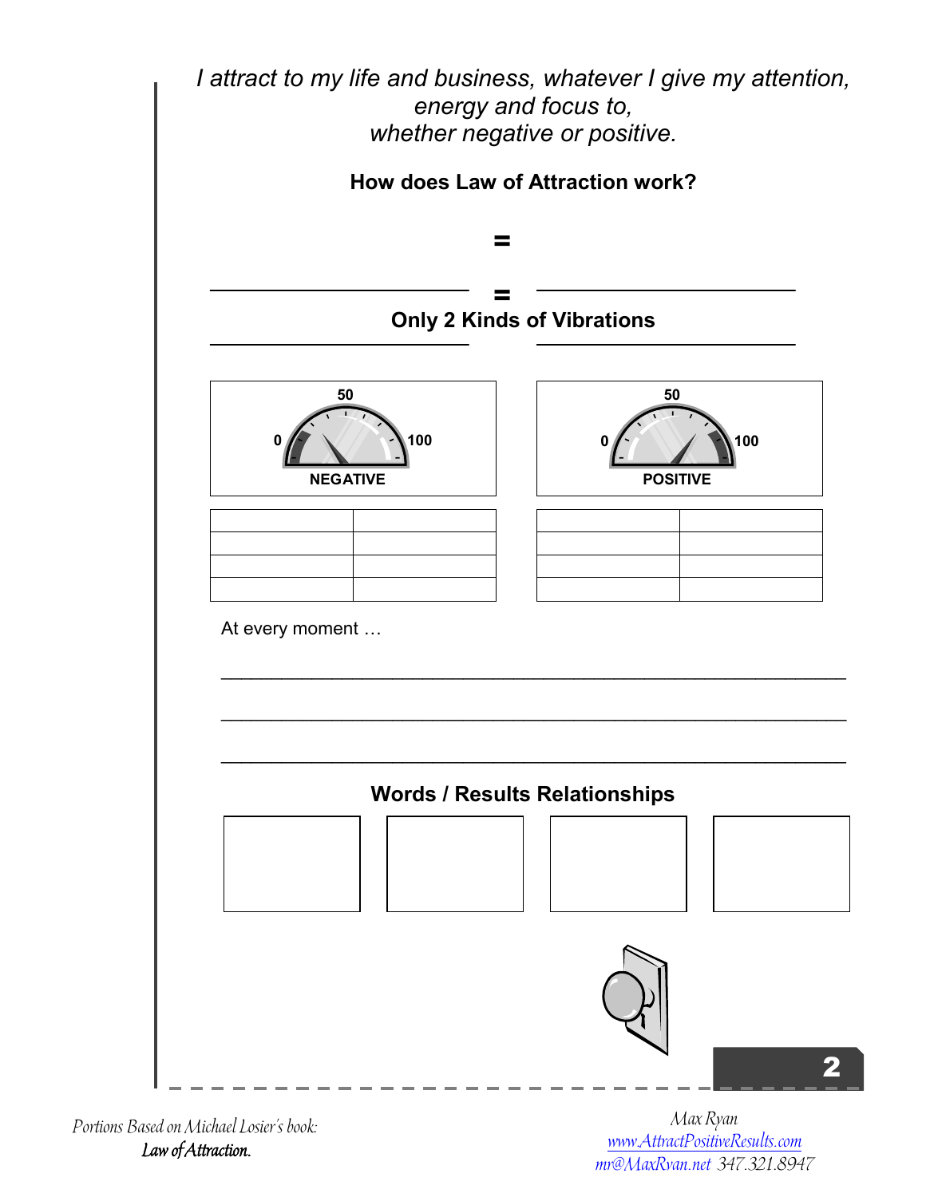*I attract to my life and business, whatever I give my attention, energy and focus to, whether negative or positive.*

**How does Law of Attraction work?**

=

_______________________ = _______________________

**Only 2 Kinds of Vibrations**

_______________________ _______________________

| 50 0 100 NEGATIVE |
|---|

| 50 0 100 POSITIVE |
|---|

| | |
|---|---|
| | |
| | |
| | |

| | |
|---|---|
| | |
| | |
| | |

At every moment …

_______________________________________________________________

_______________________________________________________________

_______________________________________________________________

**Words / Results Relationships**

| | | | |
|---|---|---|---|
| | | | |

Portions Based on Michael Losier's book:
*Law of Attraction.*

Max Ryan
www.AttractPositiveResults.com
mr@MaxRyan.net 347.321.8947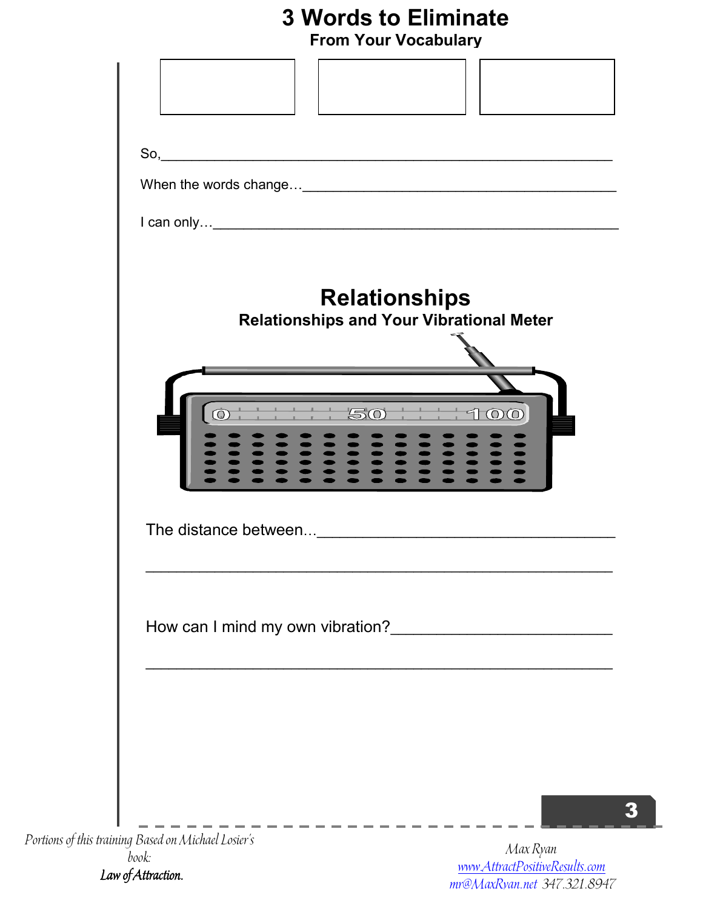# 3 Words to Eliminate

## From Your Vocabulary

| | | |
|---|---|---|
| | | |

So,\_\_\_\_\_\_\_\_\_\_\_\_\_\_\_\_\_\_\_\_\_\_\_\_\_\_\_\_\_\_\_\_\_\_\_\_\_\_\_\_\_\_\_\_\_\_\_\_\_\_\_\_

When the words change…\_\_\_\_\_\_\_\_\_\_\_\_\_\_\_\_\_\_\_\_\_\_\_\_\_\_\_\_\_\_\_\_\_\_\_\_\_\_

I can only…\_\_\_\_\_\_\_\_\_\_\_\_\_\_\_\_\_\_\_\_\_\_\_\_\_\_\_\_\_\_\_\_\_\_\_\_\_\_\_\_\_\_\_\_\_\_\_\_

# Relationships

## Relationships and Your Vibrational Meter

0 50 100

The distance between...\_\_\_\_\_\_\_\_\_\_\_\_\_\_\_\_\_\_\_\_\_\_\_\_\_\_\_\_\_\_\_\_\_\_\_\_

\_\_\_\_\_\_\_\_\_\_\_\_\_\_\_\_\_\_\_\_\_\_\_\_\_\_\_\_\_\_\_\_\_\_\_\_\_\_\_\_\_\_\_\_\_\_\_\_\_\_\_\_\_\_\_\_

How can I mind my own vibration?\_\_\_\_\_\_\_\_\_\_\_\_\_\_\_\_\_\_\_\_\_\_\_\_\_\_\_\_

\_\_\_\_\_\_\_\_\_\_\_\_\_\_\_\_\_\_\_\_\_\_\_\_\_\_\_\_\_\_\_\_\_\_\_\_\_\_\_\_\_\_\_\_\_\_\_\_\_\_\_\_\_\_\_\_

*Portions of this training Based on Michael Losier's book:*
***Law of Attraction.***

*Max Ryan*
*www.AttractPositiveResults.com*
*mr@MaxRyan.net 347.321.8947*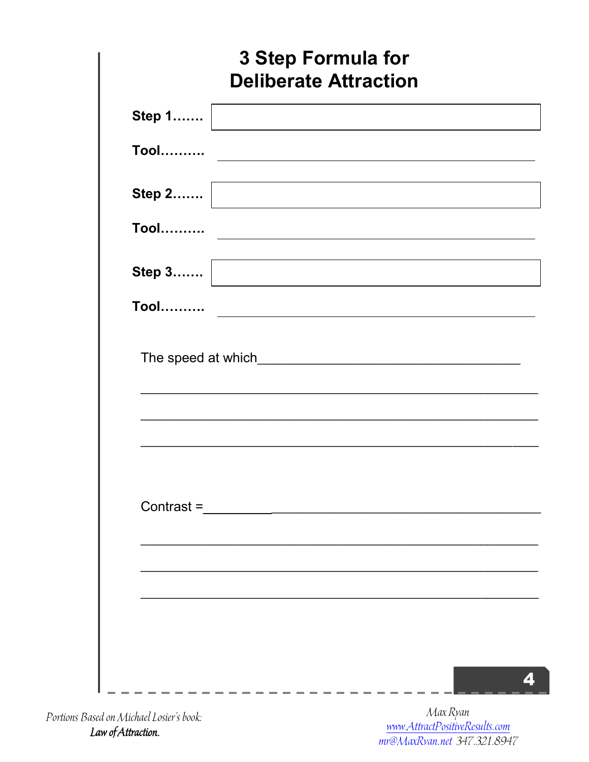# 3 Step Formula for Deliberate Attraction

**Step 1…….** 

**Tool……….** ______________________________________________

**Step 2…….** 

**Tool……….** ______________________________________________

**Step 3…….** 

**Tool……….** ______________________________________________

The speed at which_______________________________________

_____________________________________________________

_____________________________________________________

_____________________________________________________

Contrast =___________________________________________

_____________________________________________________

_____________________________________________________

_____________________________________________________

*Portions Based on Michael Losier's book:*
***Law of Attraction.***

*Max Ryan*
*www.AttractPositiveResults.com*
*mr@MaxRyan.net 347.321.8947*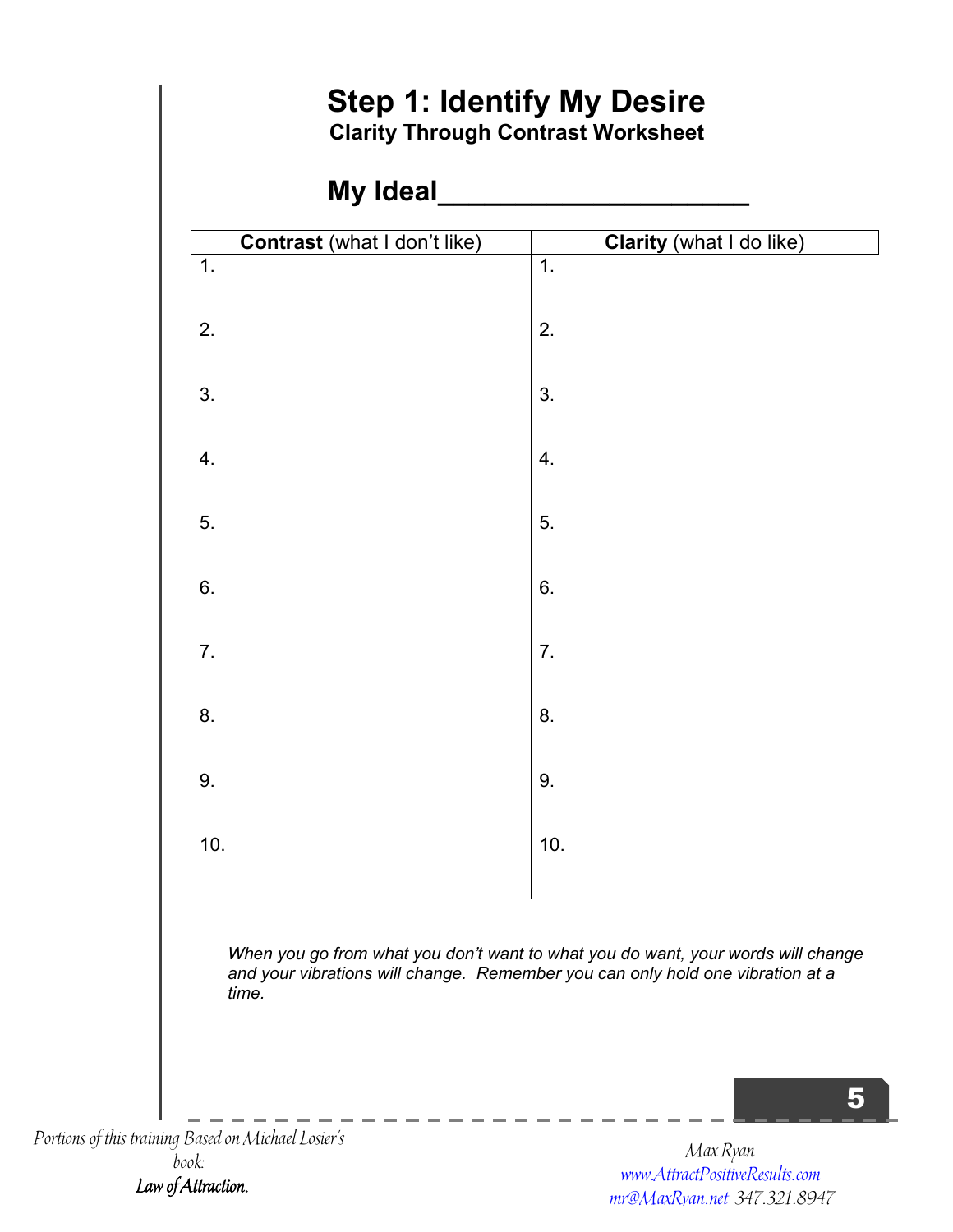# Step 1: Identify My Desire

### Clarity Through Contrast Worksheet

## My Ideal____________________

| **Contrast** (what I don't like) | **Clarity** (what I do like) |
| --- | --- |
| 1. | 1. |
| 2. | 2. |
| 3. | 3. |
| 4. | 4. |
| 5. | 5. |
| 6. | 6. |
| 7. | 7. |
| 8. | 8. |
| 9. | 9. |
| 10. | 10. |

*When you go from what you don't want to what you do want, your words will change and your vibrations will change. Remember you can only hold one vibration at a time.*

*Portions of this training Based on Michael Losier's book:* ***Law of Attraction.***

*Max Ryan*
*www.AttractPositiveResults.com*
*mr@MaxRyan.net 347.321.8947*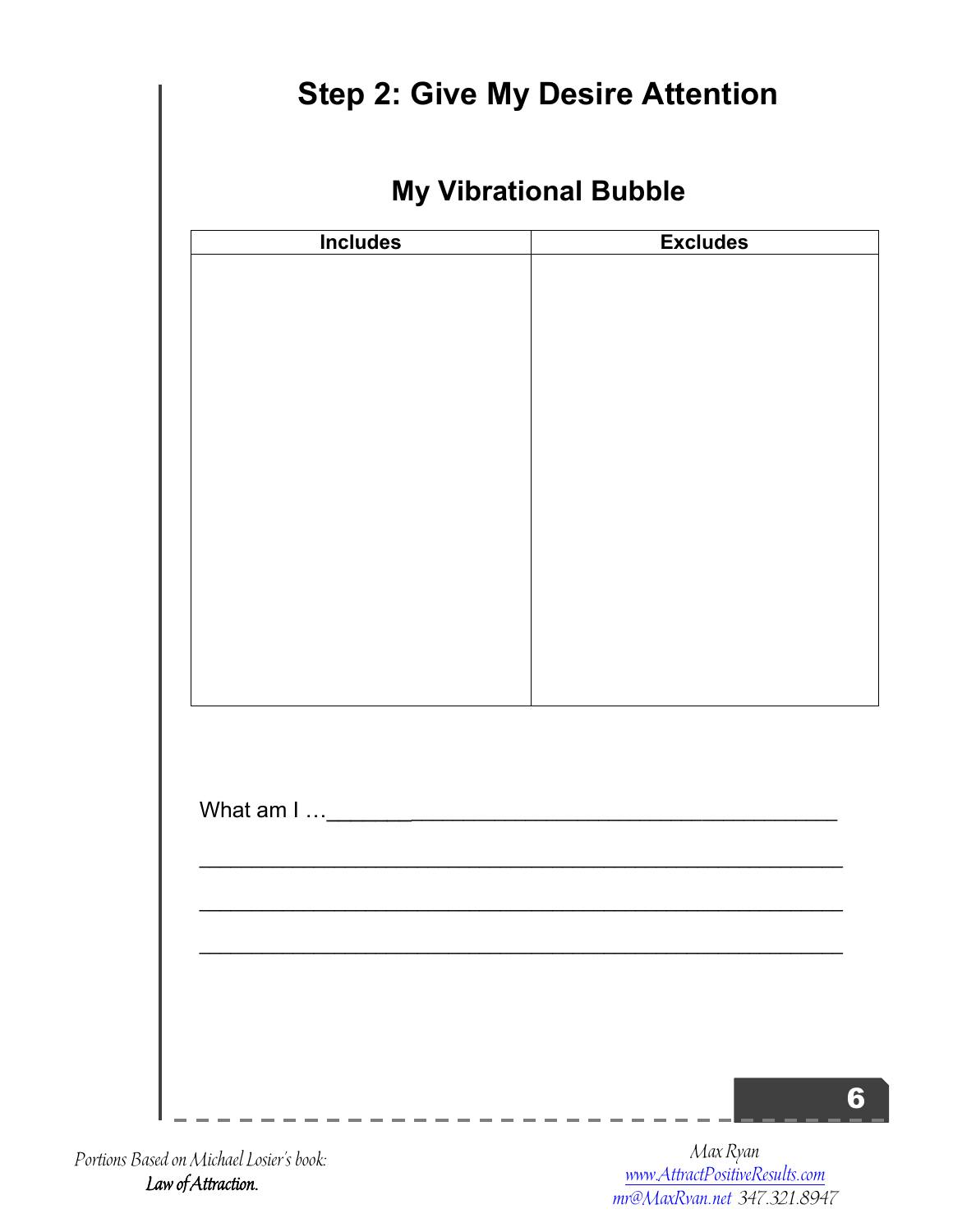# Step 2: Give My Desire Attention

## My Vibrational Bubble

| Includes | Excludes |
| --- | --- |
| | |

What am I …________________________________________________

_____________________________________________________________

_____________________________________________________________

_____________________________________________________________

*Portions Based on Michael Losier's book:*
***Law of Attraction.***

*Max Ryan*
*www.AttractPositiveResults.com*
*mr@MaxRyan.net 347.321.8947*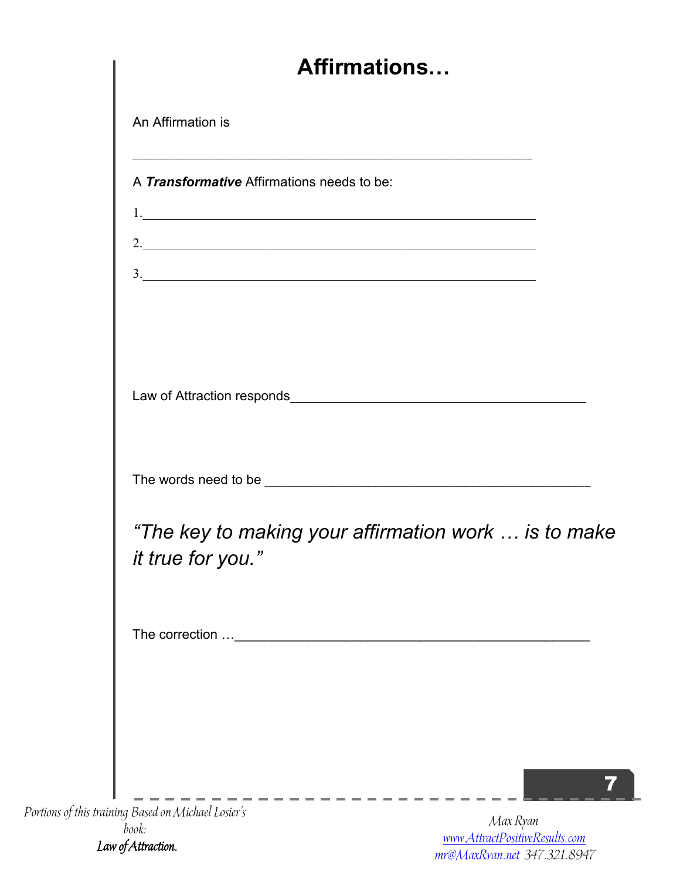# Affirmations…

An Affirmation is

_______________________________________________________

A ***Transformative*** Affirmations needs to be:

1._______________________________________________________

2._______________________________________________________

3._______________________________________________________

Law of Attraction responds_________________________________________

The words need to be _____________________________________________

*"The key to making your affirmation work … is to make it true for you."*

The correction …_________________________________________________

*Portions of this training Based on Michael Losier's book:*
*Law of Attraction.*

*Max Ryan*
*www.AttractPositiveResults.com*
*mr@MaxRyan.net 347.321.8947*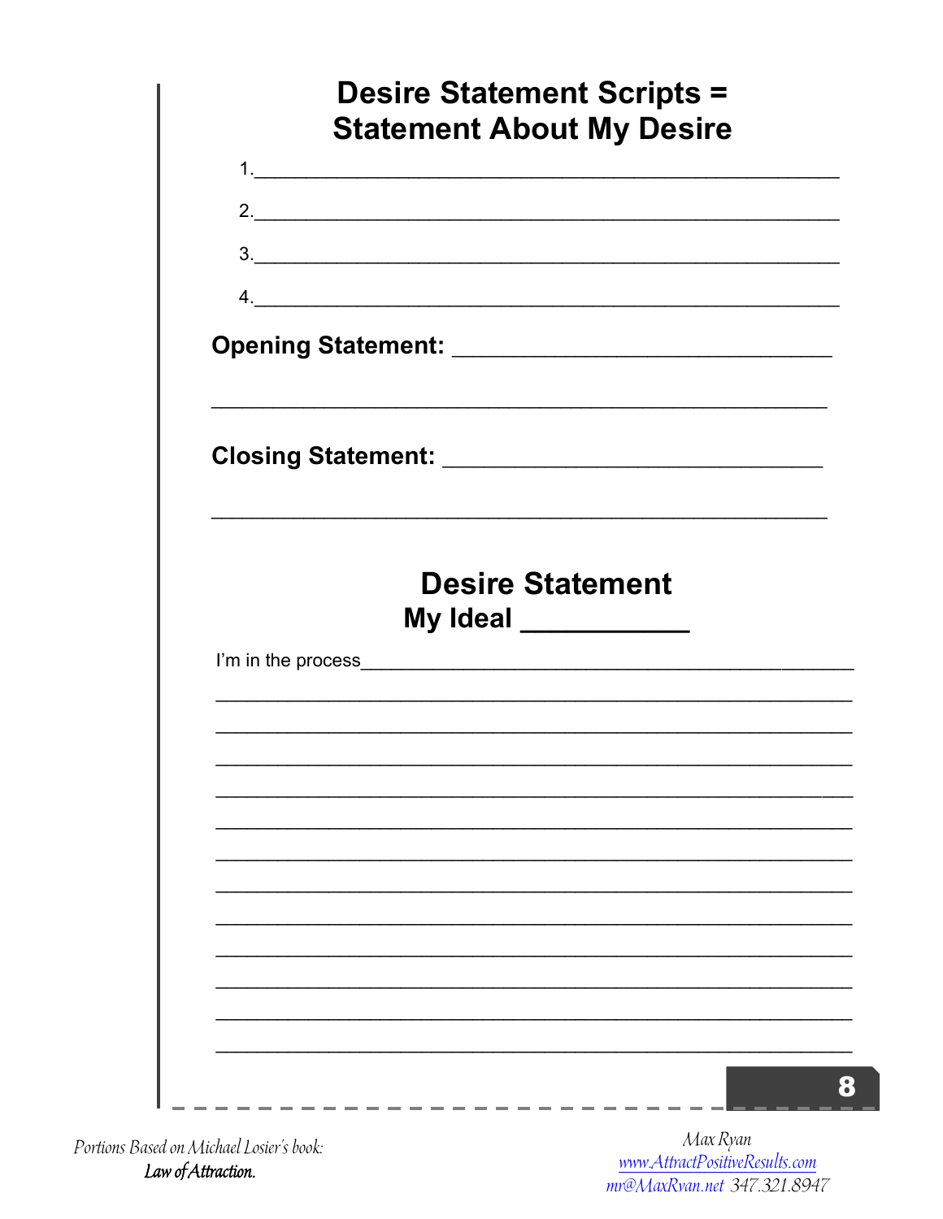# Desire Statement Scripts = Statement About My Desire

1.______________________________________________________

2.______________________________________________________

3.______________________________________________________

4.______________________________________________________

**Opening Statement:** ________________________________

________________________________________________________

**Closing Statement:** ________________________________

________________________________________________________

## Desire Statement
## My Ideal ___________

I'm in the process______________________________________________

________________________________________________________________

________________________________________________________________

________________________________________________________________

________________________________________________________________

________________________________________________________________

________________________________________________________________

________________________________________________________________

________________________________________________________________

________________________________________________________________

________________________________________________________________

________________________________________________________________

________________________________________________________________

*Portions Based on Michael Losier's book:*
***Law of Attraction.***

*Max Ryan*
*www.AttractPositiveResults.com*
*mr@MaxRyan.net 347.321.8947*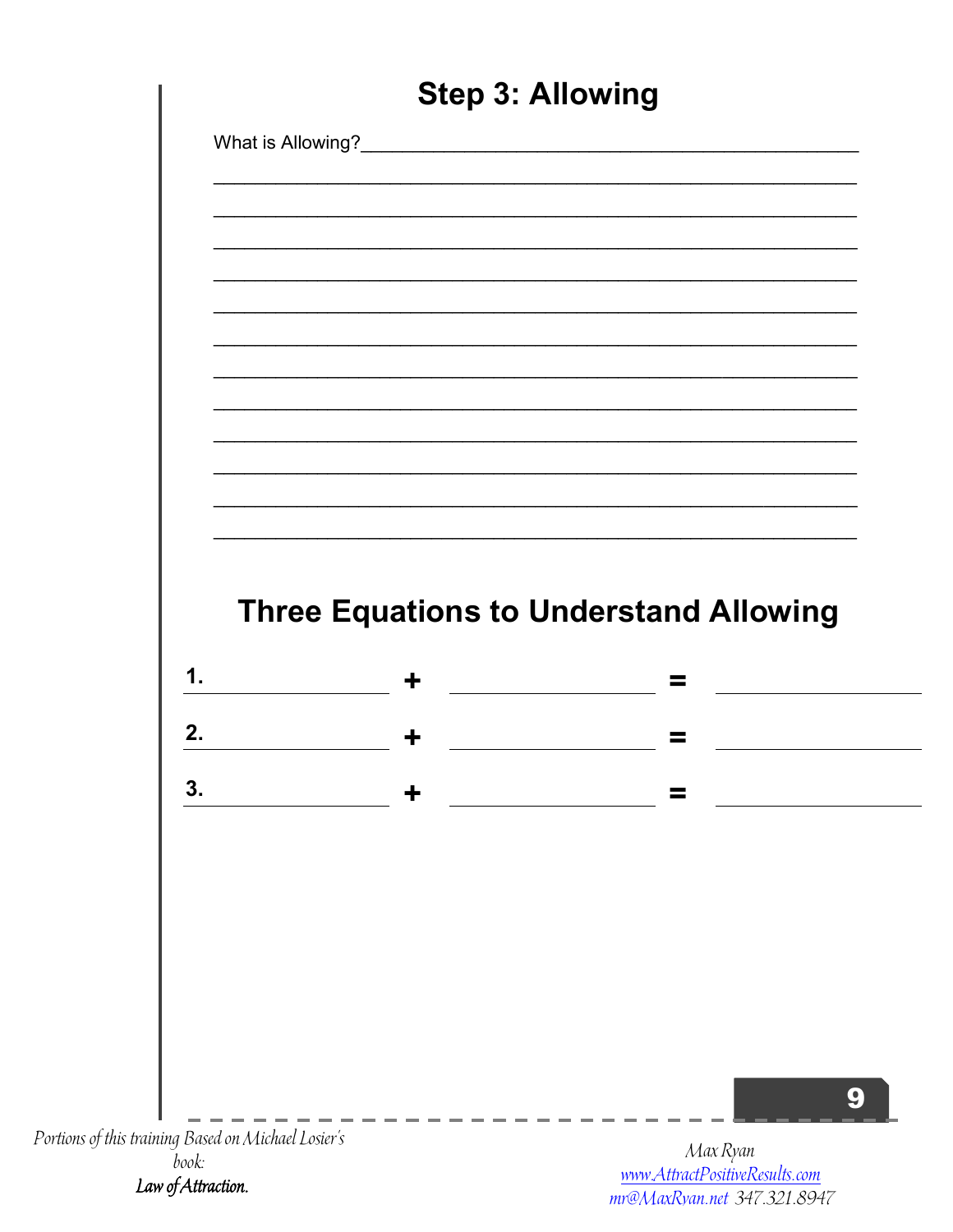# Step 3: Allowing

What is Allowing?\_\_\_\_\_\_\_\_\_\_\_\_\_\_\_\_\_\_\_\_\_\_\_\_\_\_\_\_\_\_\_\_\_\_\_\_\_\_\_\_\_\_\_\_\_\_\_\_

\_\_\_\_\_\_\_\_\_\_\_\_\_\_\_\_\_\_\_\_\_\_\_\_\_\_\_\_\_\_\_\_\_\_\_\_\_\_\_\_\_\_\_\_\_\_\_\_\_\_\_\_\_\_\_\_\_\_\_\_

\_\_\_\_\_\_\_\_\_\_\_\_\_\_\_\_\_\_\_\_\_\_\_\_\_\_\_\_\_\_\_\_\_\_\_\_\_\_\_\_\_\_\_\_\_\_\_\_\_\_\_\_\_\_\_\_\_\_\_\_

\_\_\_\_\_\_\_\_\_\_\_\_\_\_\_\_\_\_\_\_\_\_\_\_\_\_\_\_\_\_\_\_\_\_\_\_\_\_\_\_\_\_\_\_\_\_\_\_\_\_\_\_\_\_\_\_\_\_\_\_

\_\_\_\_\_\_\_\_\_\_\_\_\_\_\_\_\_\_\_\_\_\_\_\_\_\_\_\_\_\_\_\_\_\_\_\_\_\_\_\_\_\_\_\_\_\_\_\_\_\_\_\_\_\_\_\_\_\_\_\_

\_\_\_\_\_\_\_\_\_\_\_\_\_\_\_\_\_\_\_\_\_\_\_\_\_\_\_\_\_\_\_\_\_\_\_\_\_\_\_\_\_\_\_\_\_\_\_\_\_\_\_\_\_\_\_\_\_\_\_\_

\_\_\_\_\_\_\_\_\_\_\_\_\_\_\_\_\_\_\_\_\_\_\_\_\_\_\_\_\_\_\_\_\_\_\_\_\_\_\_\_\_\_\_\_\_\_\_\_\_\_\_\_\_\_\_\_\_\_\_\_

\_\_\_\_\_\_\_\_\_\_\_\_\_\_\_\_\_\_\_\_\_\_\_\_\_\_\_\_\_\_\_\_\_\_\_\_\_\_\_\_\_\_\_\_\_\_\_\_\_\_\_\_\_\_\_\_\_\_\_\_

\_\_\_\_\_\_\_\_\_\_\_\_\_\_\_\_\_\_\_\_\_\_\_\_\_\_\_\_\_\_\_\_\_\_\_\_\_\_\_\_\_\_\_\_\_\_\_\_\_\_\_\_\_\_\_\_\_\_\_\_

\_\_\_\_\_\_\_\_\_\_\_\_\_\_\_\_\_\_\_\_\_\_\_\_\_\_\_\_\_\_\_\_\_\_\_\_\_\_\_\_\_\_\_\_\_\_\_\_\_\_\_\_\_\_\_\_\_\_\_\_

\_\_\_\_\_\_\_\_\_\_\_\_\_\_\_\_\_\_\_\_\_\_\_\_\_\_\_\_\_\_\_\_\_\_\_\_\_\_\_\_\_\_\_\_\_\_\_\_\_\_\_\_\_\_\_\_\_\_\_\_

\_\_\_\_\_\_\_\_\_\_\_\_\_\_\_\_\_\_\_\_\_\_\_\_\_\_\_\_\_\_\_\_\_\_\_\_\_\_\_\_\_\_\_\_\_\_\_\_\_\_\_\_\_\_\_\_\_\_\_\_

\_\_\_\_\_\_\_\_\_\_\_\_\_\_\_\_\_\_\_\_\_\_\_\_\_\_\_\_\_\_\_\_\_\_\_\_\_\_\_\_\_\_\_\_\_\_\_\_\_\_\_\_\_\_\_\_\_\_\_\_

## Three Equations to Understand Allowing

**1.** \_\_\_\_\_\_\_\_\_\_\_\_\_\_\_\_ **+** \_\_\_\_\_\_\_\_\_\_\_\_\_\_\_\_ **=** \_\_\_\_\_\_\_\_\_\_\_\_\_\_\_\_

**2.** \_\_\_\_\_\_\_\_\_\_\_\_\_\_\_\_ **+** \_\_\_\_\_\_\_\_\_\_\_\_\_\_\_\_ **=** \_\_\_\_\_\_\_\_\_\_\_\_\_\_\_\_

**3.** \_\_\_\_\_\_\_\_\_\_\_\_\_\_\_\_ **+** \_\_\_\_\_\_\_\_\_\_\_\_\_\_\_\_ **=** \_\_\_\_\_\_\_\_\_\_\_\_\_\_\_\_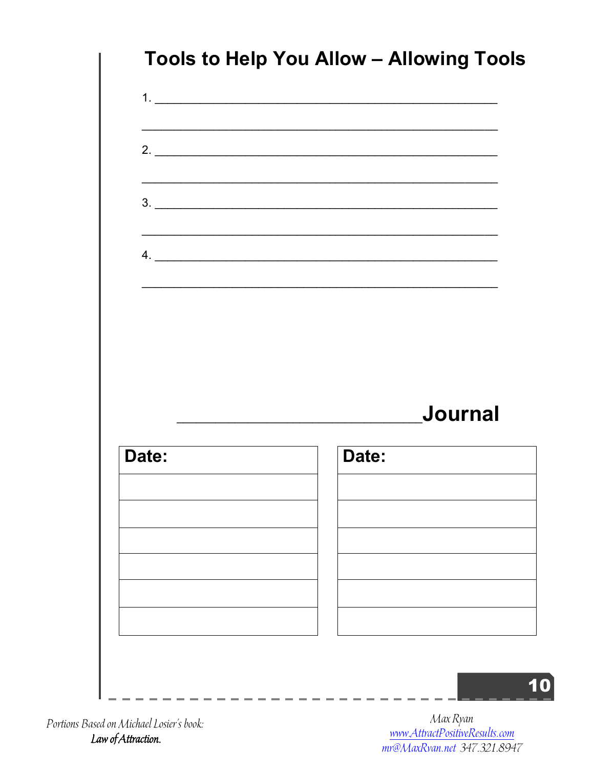## Tools to Help You Allow – Allowing Tools

1. ____________________________________________________

____________________________________________________

2. ____________________________________________________

____________________________________________________

3. ____________________________________________________

____________________________________________________

4. ____________________________________________________

____________________________________________________

## ____________________Journal

| **Date:** |
| --- |
| |
| |
| |
| |
| |
| |

| **Date:** |
| --- |
| |
| |
| |
| |
| |
| |

*Portions Based on Michael Losier's book:* ***Law of Attraction.***

*Max Ryan*
*www.AttractPositiveResults.com*
*mr@MaxRyan.net 347.321.8947*